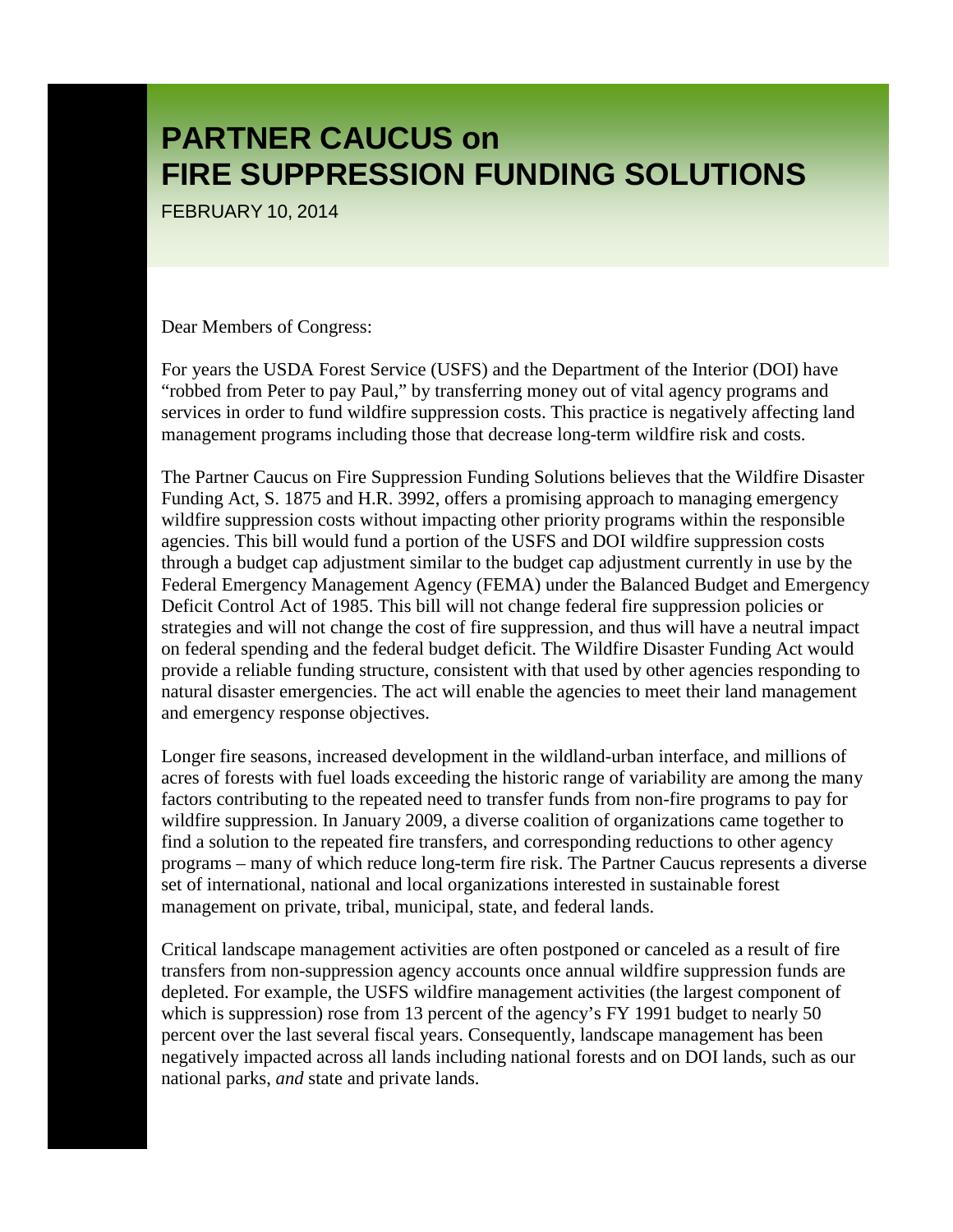# PARTNER CAUCUS on FIRE SUPPRESSION FUNDING SOLUTIONS

FEBRUARY 10, 2014

Dear Members of Congress:

For years the USDA Forest Service (USFS) and the Department of the Interior (DOI) have "robbed from Peter to pay Paul," by transferring money out of vital agency programs and services in order to fund wildfire suppression costs. This practice is negatively affecting land management programs including those that decrease long-term wildfire risk and costs.

The Partner Caucus on Fire Suppression Funding Solutions believes that the Wildfire Disaster Funding Act, S. 1875 and H.R. 3992, offers a promising approach to managing emergency wildfire suppression costs without impacting other priority programs within the responsible agencies. This bill would fund a portion of the USFS and DOI wildfire suppression costs through a budget cap adjustment similar to the budget cap adjustment currently in use by the Federal Emergency Management Agency (FEMA) under the Balanced Budget and Emergency Deficit Control Act of 1985. This bill will not change federal fire suppression policies or strategies and will not change the cost of fire suppression, and thus will have a neutral impact on federal spending and the federal budget deficit. The Wildfire Disaster Funding Act would provide a reliable funding structure, consistent with that used by other agencies responding to natural disaster emergencies. The act will enable the agencies to meet their land management and emergency response objectives.

Longer fire seasons, increased development in the wildland-urban interface, and millions of acres of forests with fuel loads exceeding the historic range of variability are among the many factors contributing to the repeated need to transfer funds from non-fire programs to pay for wildfire suppression. In January 2009, a diverse coalition of organizations came together to find a solution to the repeated fire transfers, and corresponding reductions to other agency programs – many of which reduce long-term fire risk. The Partner Caucus represents a diverse set of international, national and local organizations interested in sustainable forest management on private, tribal, municipal, state, and federal lands.

Critical landscape management activities are often postponed or canceled as a result of fire transfers from non-suppression agency accounts once annual wildfire suppression funds are depleted. For example, the USFS wildfire management activities (the largest component of which is suppression) rose from 13 percent of the agency's FY 1991 budget to nearly 50 percent over the last several fiscal years. Consequently, landscape management has been negatively impacted across all lands including national forests and on DOI lands, such as our national parks, *and* state and private lands.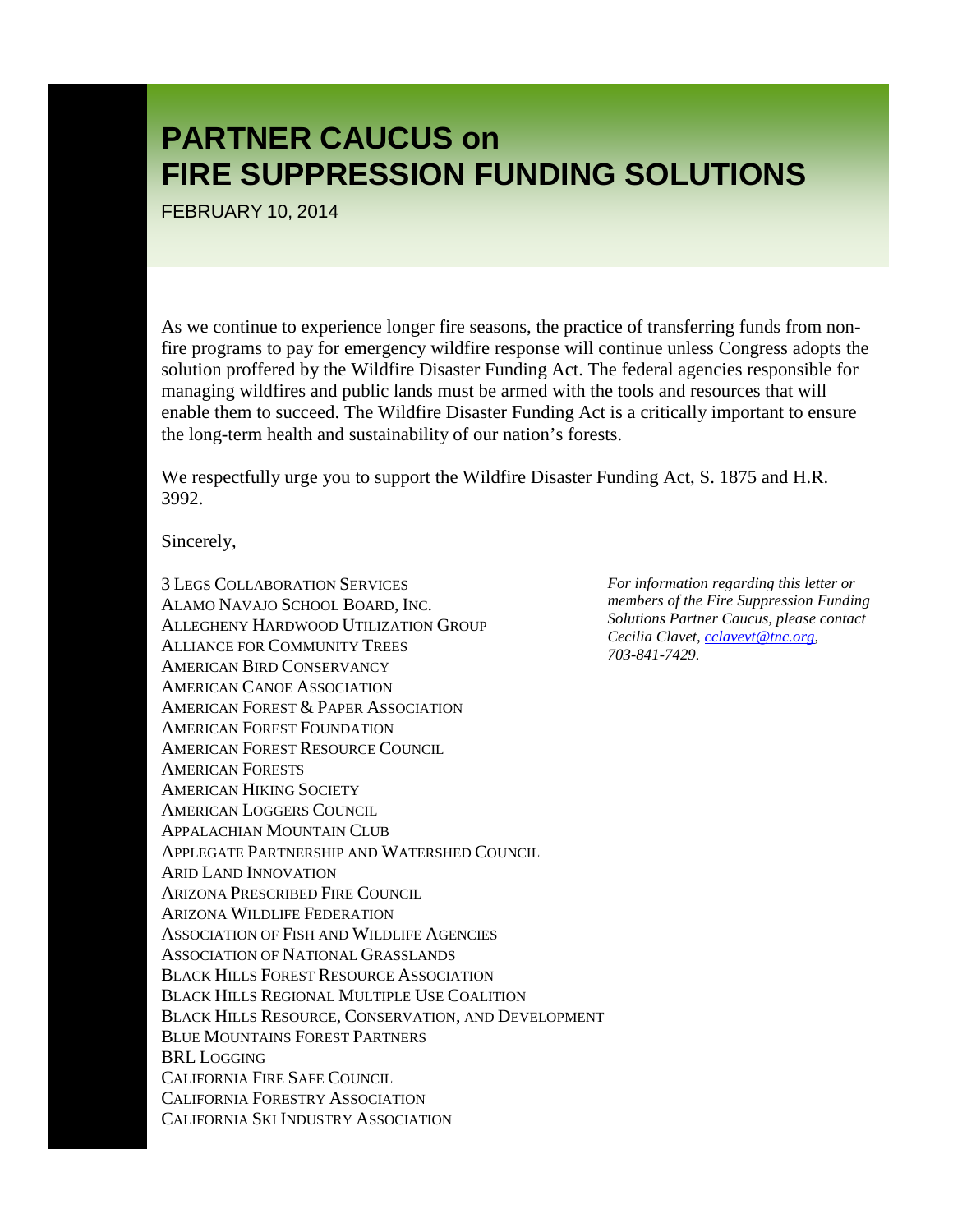# PARTNER CAUCUS on FIRE SUPPRESSION FUNDING SOLUTIONS

FEBRUARY 10, 2014

As we continue to experience longer fire seasons, the practice of transferring funds from non-fire programs to pay for emergency wildfire response will continue unless Congress adopts the solution proffered by the Wildfire Disaster Funding Act. The federal agencies responsible for managing wildfires and public lands must be armed with the tools and resources that will enable them to succeed. The Wildfire Disaster Funding Act is a critically important to ensure the long-term health and sustainability of our nation's forests.

We respectfully urge you to support the Wildfire Disaster Funding Act, S. 1875 and H.R. 3992.

Sincerely,

3 Legs Collaboration Services
Alamo Navajo School Board, Inc.
Allegheny Hardwood Utilization Group
Alliance for Community Trees
American Bird Conservancy
American Canoe Association
American Forest & Paper Association
American Forest Foundation
American Forest Resource Council
American Forests
American Hiking Society
American Loggers Council
Appalachian Mountain Club
Applegate Partnership and Watershed Council
Arid Land Innovation
Arizona Prescribed Fire Council
Arizona Wildlife Federation
Association of Fish and Wildlife Agencies
Association of National Grasslands
Black Hills Forest Resource Association
Black Hills Regional Multiple Use Coalition
Black Hills Resource, Conservation, and Development
Blue Mountains Forest Partners
BRL Logging
California Fire Safe Council
California Forestry Association
California Ski Industry Association

*For information regarding this letter or members of the Fire Suppression Funding Solutions Partner Caucus, please contact Cecilia Clavet, cclavevt@tnc.org, 703-841-7429.*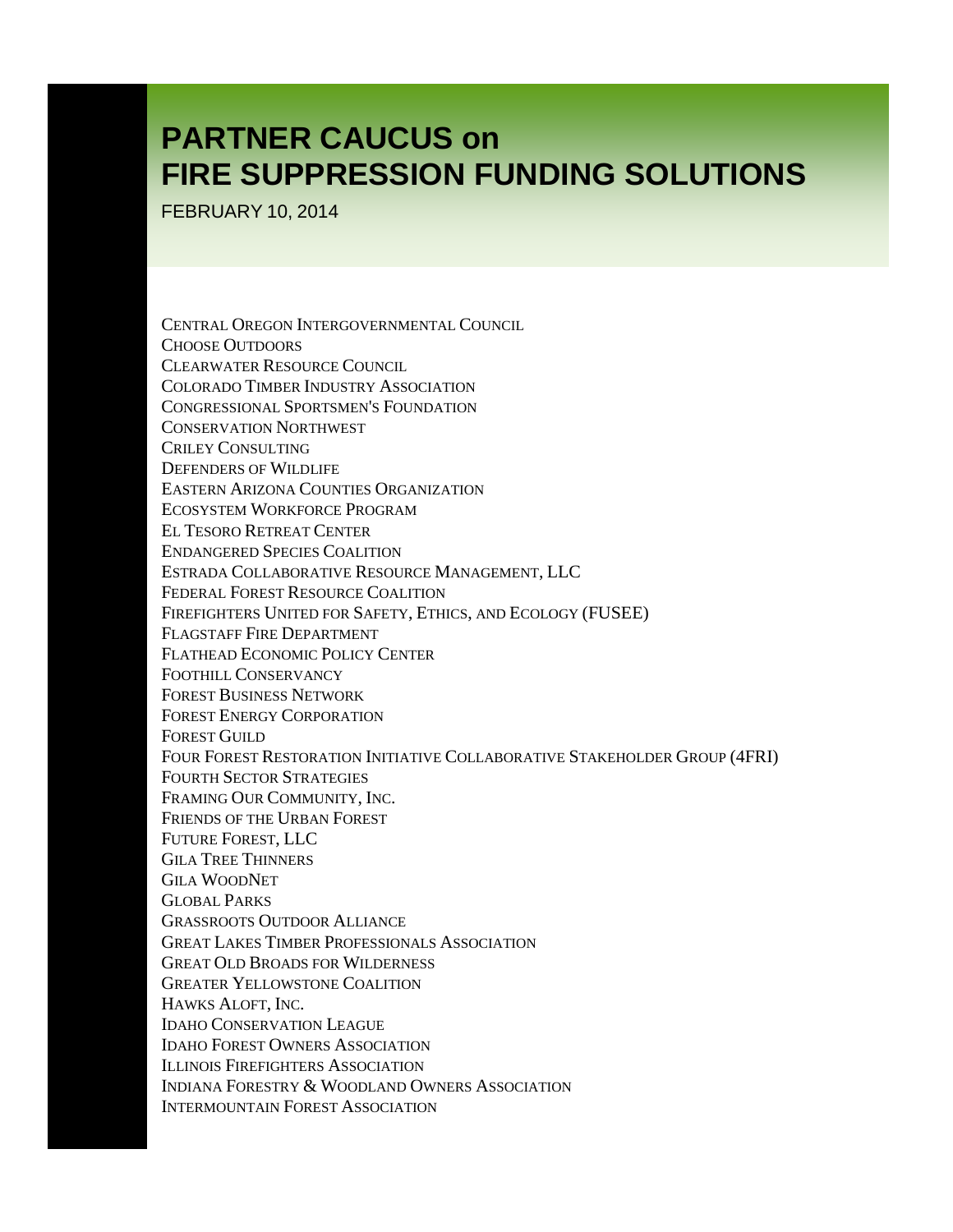# PARTNER CAUCUS on FIRE SUPPRESSION FUNDING SOLUTIONS

FEBRUARY 10, 2014

Central Oregon Intergovernmental Council
Choose Outdoors
Clearwater Resource Council
Colorado Timber Industry Association
Congressional Sportsmen's Foundation
Conservation Northwest
Criley Consulting
Defenders of Wildlife
Eastern Arizona Counties Organization
Ecosystem Workforce Program
El Tesoro Retreat Center
Endangered Species Coalition
Estrada Collaborative Resource Management, LLC
Federal Forest Resource Coalition
Firefighters United for Safety, Ethics, and Ecology (FUSEE)
Flagstaff Fire Department
Flathead Economic Policy Center
Foothill Conservancy
Forest Business Network
Forest Energy Corporation
Forest Guild
Four Forest Restoration Initiative Collaborative Stakeholder Group (4FRI)
Fourth Sector Strategies
Framing Our Community, Inc.
Friends of the Urban Forest
Future Forest, LLC
Gila Tree Thinners
Gila WoodNet
Global Parks
Grassroots Outdoor Alliance
Great Lakes Timber Professionals Association
Great Old Broads for Wilderness
Greater Yellowstone Coalition
Hawks Aloft, Inc.
Idaho Conservation League
Idaho Forest Owners Association
Illinois Firefighters Association
Indiana Forestry & Woodland Owners Association
Intermountain Forest Association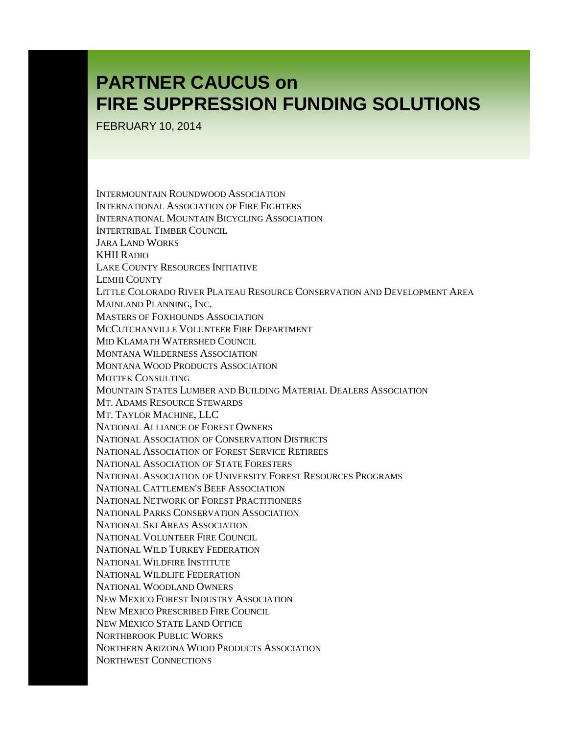# PARTNER CAUCUS on FIRE SUPPRESSION FUNDING SOLUTIONS

FEBRUARY 10, 2014

Intermountain Roundwood Association
International Association of Fire Fighters
International Mountain Bicycling Association
Intertribal Timber Council
Jara Land Works
KHII Radio
Lake County Resources Initiative
Lemhi County
Little Colorado River Plateau Resource Conservation and Development Area
Mainland Planning, Inc.
Masters of Foxhounds Association
McCutchanville Volunteer Fire Department
Mid Klamath Watershed Council
Montana Wilderness Association
Montana Wood Products Association
Mottek Consulting
Mountain States Lumber and Building Material Dealers Association
Mt. Adams Resource Stewards
Mt. Taylor Machine, LLC
National Alliance of Forest Owners
National Association of Conservation Districts
National Association of Forest Service Retirees
National Association of State Foresters
National Association of University Forest Resources Programs
National Cattlemen's Beef Association
National Network of Forest Practitioners
National Parks Conservation Association
National Ski Areas Association
National Volunteer Fire Council
National Wild Turkey Federation
National Wildfire Institute
National Wildlife Federation
National Woodland Owners
New Mexico Forest Industry Association
New Mexico Prescribed Fire Council
New Mexico State Land Office
Northbrook Public Works
Northern Arizona Wood Products Association
Northwest Connections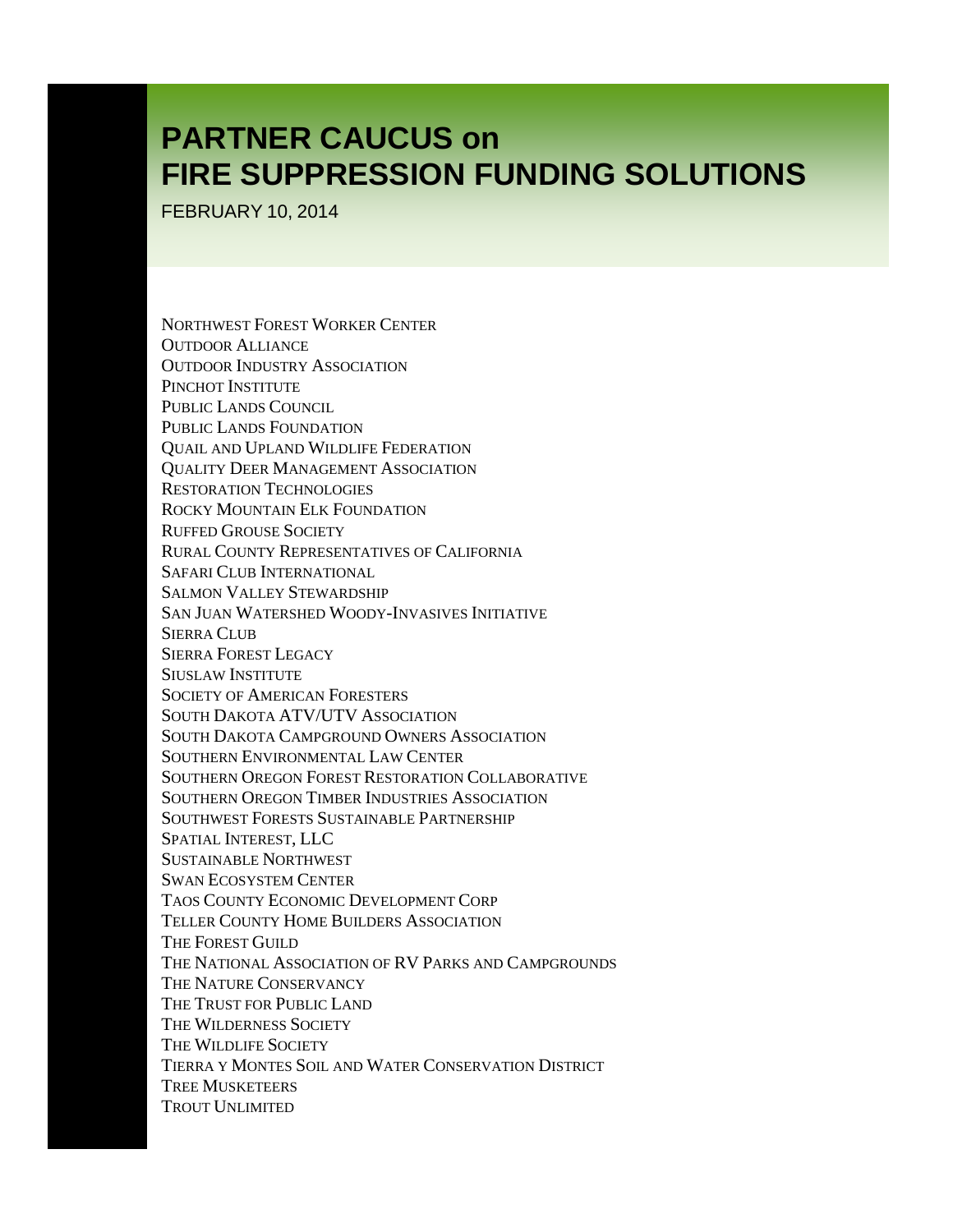# PARTNER CAUCUS on FIRE SUPPRESSION FUNDING SOLUTIONS

FEBRUARY 10, 2014

Northwest Forest Worker Center
Outdoor Alliance
Outdoor Industry Association
Pinchot Institute
Public Lands Council
Public Lands Foundation
Quail and Upland Wildlife Federation
Quality Deer Management Association
Restoration Technologies
Rocky Mountain Elk Foundation
Ruffed Grouse Society
Rural County Representatives of California
Safari Club International
Salmon Valley Stewardship
San Juan Watershed Woody-Invasives Initiative
Sierra Club
Sierra Forest Legacy
Siuslaw Institute
Society of American Foresters
South Dakota ATV/UTV Association
South Dakota Campground Owners Association
Southern Environmental Law Center
Southern Oregon Forest Restoration Collaborative
Southern Oregon Timber Industries Association
Southwest Forests Sustainable Partnership
Spatial Interest, LLC
Sustainable Northwest
Swan Ecosystem Center
Taos County Economic Development Corp
Teller County Home Builders Association
The Forest Guild
The National Association of RV Parks and Campgrounds
The Nature Conservancy
The Trust for Public Land
The Wilderness Society
The Wildlife Society
Tierra y Montes Soil and Water Conservation District
Tree Musketeers
Trout Unlimited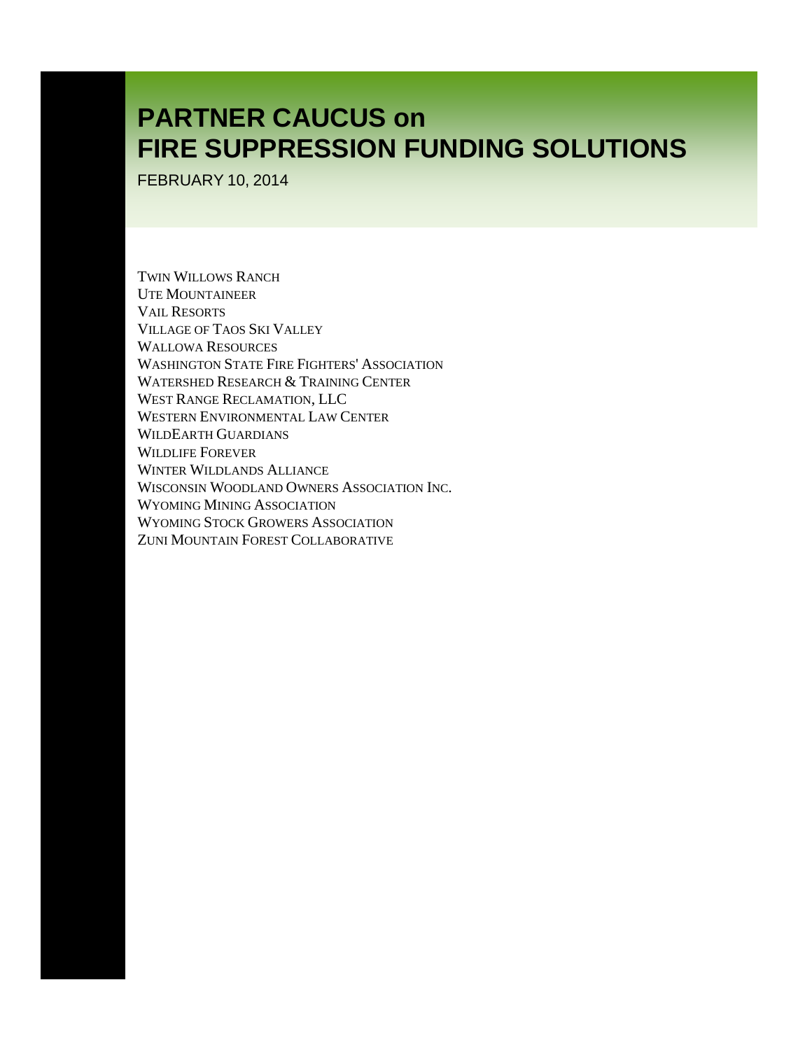# PARTNER CAUCUS on FIRE SUPPRESSION FUNDING SOLUTIONS

FEBRUARY 10, 2014

TWIN WILLOWS RANCH
UTE MOUNTAINEER
VAIL RESORTS
VILLAGE OF TAOS SKI VALLEY
WALLOWA RESOURCES
WASHINGTON STATE FIRE FIGHTERS' ASSOCIATION
WATERSHED RESEARCH & TRAINING CENTER
WEST RANGE RECLAMATION, LLC
WESTERN ENVIRONMENTAL LAW CENTER
WILDEARTH GUARDIANS
WILDLIFE FOREVER
WINTER WILDLANDS ALLIANCE
WISCONSIN WOODLAND OWNERS ASSOCIATION INC.
WYOMING MINING ASSOCIATION
WYOMING STOCK GROWERS ASSOCIATION
ZUNI MOUNTAIN FOREST COLLABORATIVE